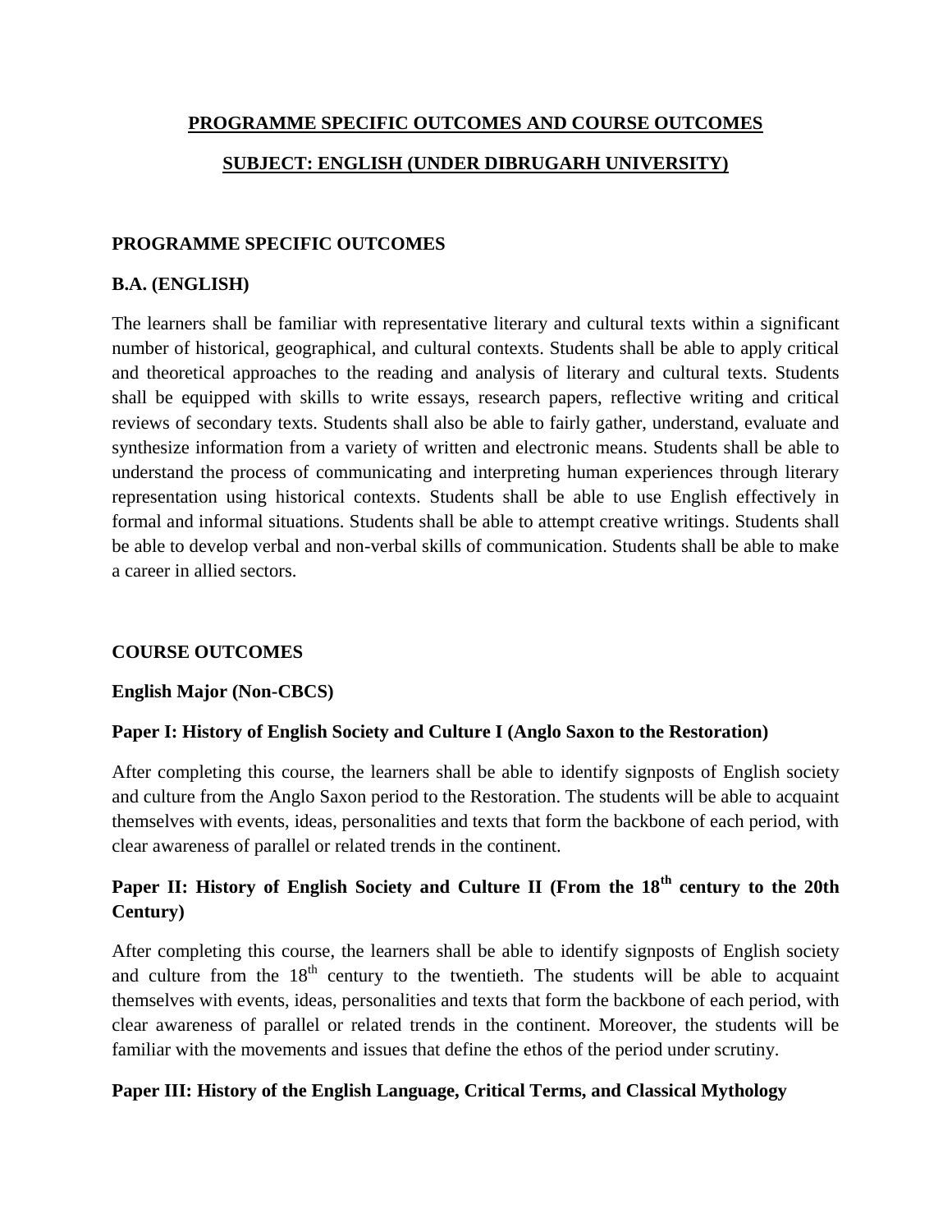# PROGRAMME SPECIFIC OUTCOMES AND COURSE OUTCOMES

## SUBJECT: ENGLISH (UNDER DIBRUGARH UNIVERSITY)

### PROGRAMME SPECIFIC OUTCOMES

#### B.A. (ENGLISH)

The learners shall be familiar with representative literary and cultural texts within a significant number of historical, geographical, and cultural contexts. Students shall be able to apply critical and theoretical approaches to the reading and analysis of literary and cultural texts. Students shall be equipped with skills to write essays, research papers, reflective writing and critical reviews of secondary texts. Students shall also be able to fairly gather, understand, evaluate and synthesize information from a variety of written and electronic means. Students shall be able to understand the process of communicating and interpreting human experiences through literary representation using historical contexts. Students shall be able to use English effectively in formal and informal situations. Students shall be able to attempt creative writings. Students shall be able to develop verbal and non-verbal skills of communication. Students shall be able to make a career in allied sectors.

### COURSE OUTCOMES

#### English Major (Non-CBCS)

**Paper I: History of English Society and Culture I (Anglo Saxon to the Restoration)**

After completing this course, the learners shall be able to identify signposts of English society and culture from the Anglo Saxon period to the Restoration. The students will be able to acquaint themselves with events, ideas, personalities and texts that form the backbone of each period, with clear awareness of parallel or related trends in the continent.

**Paper II: History of English Society and Culture II (From the 18th century to the 20th Century)**

After completing this course, the learners shall be able to identify signposts of English society and culture from the 18th century to the twentieth. The students will be able to acquaint themselves with events, ideas, personalities and texts that form the backbone of each period, with clear awareness of parallel or related trends in the continent. Moreover, the students will be familiar with the movements and issues that define the ethos of the period under scrutiny.

**Paper III: History of the English Language, Critical Terms, and Classical Mythology**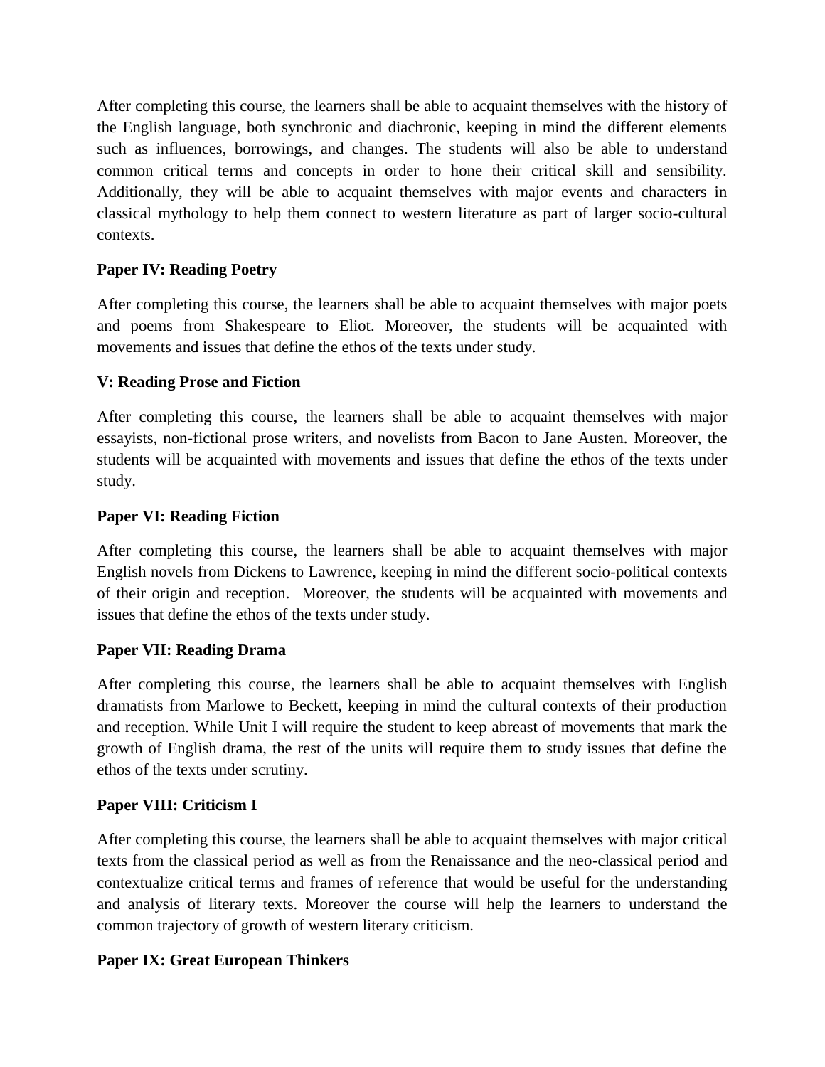After completing this course, the learners shall be able to acquaint themselves with the history of the English language, both synchronic and diachronic, keeping in mind the different elements such as influences, borrowings, and changes. The students will also be able to understand common critical terms and concepts in order to hone their critical skill and sensibility. Additionally, they will be able to acquaint themselves with major events and characters in classical mythology to help them connect to western literature as part of larger socio-cultural contexts.

**Paper IV: Reading Poetry**

After completing this course, the learners shall be able to acquaint themselves with major poets and poems from Shakespeare to Eliot. Moreover, the students will be acquainted with movements and issues that define the ethos of the texts under study.

**V: Reading Prose and Fiction**

After completing this course, the learners shall be able to acquaint themselves with major essayists, non-fictional prose writers, and novelists from Bacon to Jane Austen. Moreover, the students will be acquainted with movements and issues that define the ethos of the texts under study.

**Paper VI: Reading Fiction**

After completing this course, the learners shall be able to acquaint themselves with major English novels from Dickens to Lawrence, keeping in mind the different socio-political contexts of their origin and reception. Moreover, the students will be acquainted with movements and issues that define the ethos of the texts under study.

**Paper VII: Reading Drama**

After completing this course, the learners shall be able to acquaint themselves with English dramatists from Marlowe to Beckett, keeping in mind the cultural contexts of their production and reception. While Unit I will require the student to keep abreast of movements that mark the growth of English drama, the rest of the units will require them to study issues that define the ethos of the texts under scrutiny.

**Paper VIII: Criticism I**

After completing this course, the learners shall be able to acquaint themselves with major critical texts from the classical period as well as from the Renaissance and the neo-classical period and contextualize critical terms and frames of reference that would be useful for the understanding and analysis of literary texts. Moreover the course will help the learners to understand the common trajectory of growth of western literary criticism.

**Paper IX: Great European Thinkers**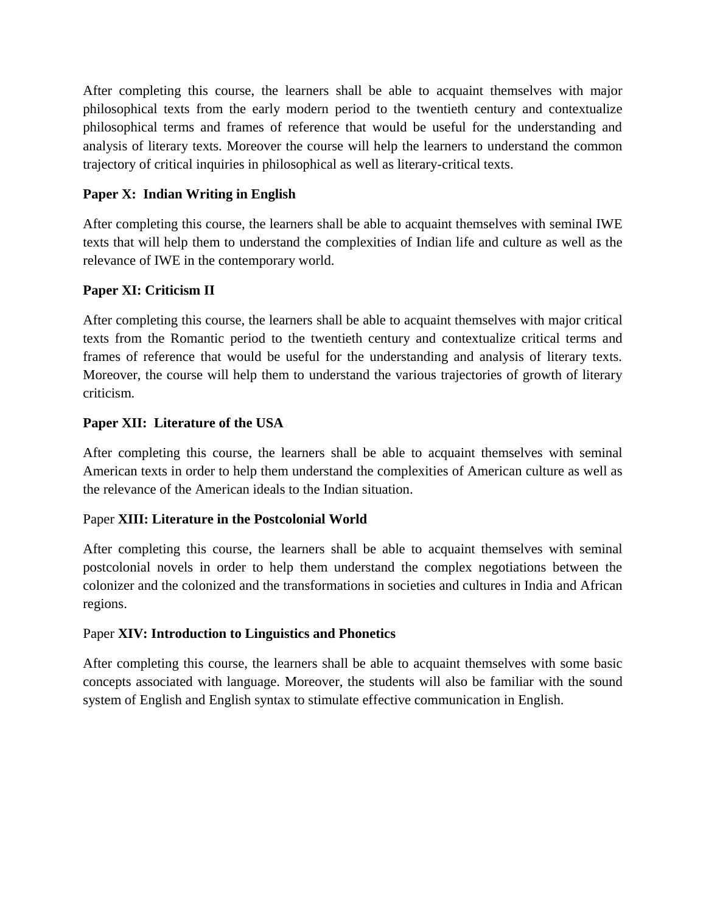After completing this course, the learners shall be able to acquaint themselves with major philosophical texts from the early modern period to the twentieth century and contextualize philosophical terms and frames of reference that would be useful for the understanding and analysis of literary texts. Moreover the course will help the learners to understand the common trajectory of critical inquiries in philosophical as well as literary-critical texts.

**Paper X: Indian Writing in English**

After completing this course, the learners shall be able to acquaint themselves with seminal IWE texts that will help them to understand the complexities of Indian life and culture as well as the relevance of IWE in the contemporary world.

**Paper XI: Criticism II**

After completing this course, the learners shall be able to acquaint themselves with major critical texts from the Romantic period to the twentieth century and contextualize critical terms and frames of reference that would be useful for the understanding and analysis of literary texts. Moreover, the course will help them to understand the various trajectories of growth of literary criticism.

**Paper XII: Literature of the USA**

After completing this course, the learners shall be able to acquaint themselves with seminal American texts in order to help them understand the complexities of American culture as well as the relevance of the American ideals to the Indian situation.

Paper **XIII: Literature in the Postcolonial World**

After completing this course, the learners shall be able to acquaint themselves with seminal postcolonial novels in order to help them understand the complex negotiations between the colonizer and the colonized and the transformations in societies and cultures in India and African regions.

Paper **XIV: Introduction to Linguistics and Phonetics**

After completing this course, the learners shall be able to acquaint themselves with some basic concepts associated with language. Moreover, the students will also be familiar with the sound system of English and English syntax to stimulate effective communication in English.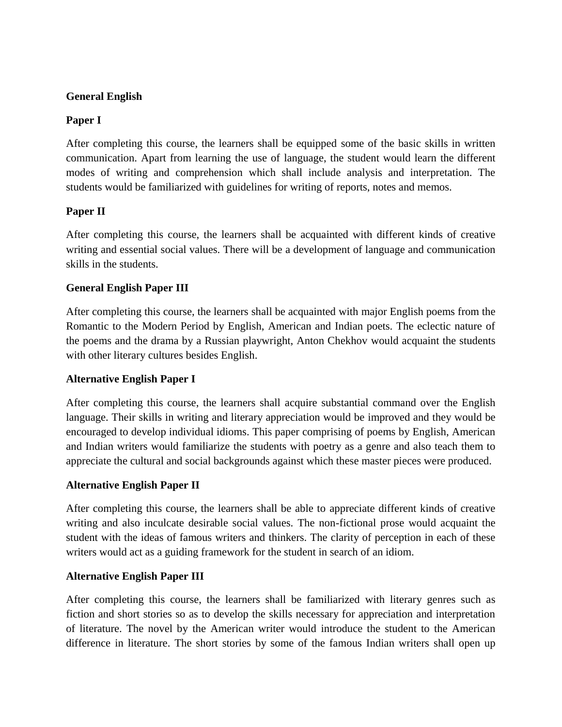**General English**

**Paper I**

After completing this course, the learners shall be equipped some of the basic skills in written communication. Apart from learning the use of language, the student would learn the different modes of writing and comprehension which shall include analysis and interpretation. The students would be familiarized with guidelines for writing of reports, notes and memos.

**Paper II**

After completing this course, the learners shall be acquainted with different kinds of creative writing and essential social values. There will be a development of language and communication skills in the students.

**General English Paper III**

After completing this course, the learners shall be acquainted with major English poems from the Romantic to the Modern Period by English, American and Indian poets. The eclectic nature of the poems and the drama by a Russian playwright, Anton Chekhov would acquaint the students with other literary cultures besides English.

**Alternative English Paper I**

After completing this course, the learners shall acquire substantial command over the English language. Their skills in writing and literary appreciation would be improved and they would be encouraged to develop individual idioms. This paper comprising of poems by English, American and Indian writers would familiarize the students with poetry as a genre and also teach them to appreciate the cultural and social backgrounds against which these master pieces were produced.

**Alternative English Paper II**

After completing this course, the learners shall be able to appreciate different kinds of creative writing and also inculcate desirable social values. The non-fictional prose would acquaint the student with the ideas of famous writers and thinkers. The clarity of perception in each of these writers would act as a guiding framework for the student in search of an idiom.

**Alternative English Paper III**

After completing this course, the learners shall be familiarized with literary genres such as fiction and short stories so as to develop the skills necessary for appreciation and interpretation of literature. The novel by the American writer would introduce the student to the American difference in literature. The short stories by some of the famous Indian writers shall open up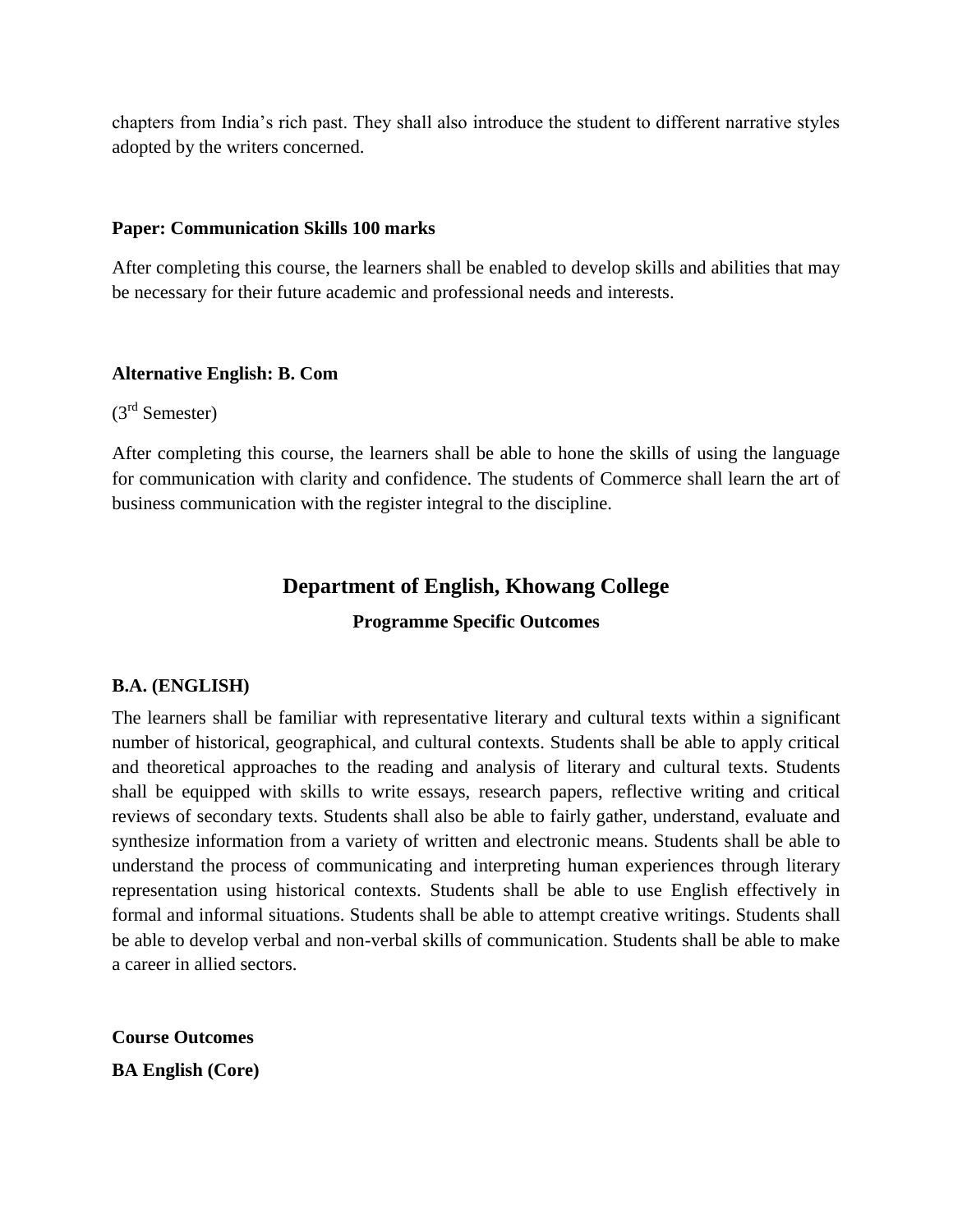chapters from India's rich past. They shall also introduce the student to different narrative styles adopted by the writers concerned.

**Paper: Communication Skills 100 marks**

After completing this course, the learners shall be enabled to develop skills and abilities that may be necessary for their future academic and professional needs and interests.

**Alternative English: B. Com**

(3rd Semester)

After completing this course, the learners shall be able to hone the skills of using the language for communication with clarity and confidence. The students of Commerce shall learn the art of business communication with the register integral to the discipline.

## Department of English, Khowang College

### Programme Specific Outcomes

**B.A. (ENGLISH)**

The learners shall be familiar with representative literary and cultural texts within a significant number of historical, geographical, and cultural contexts. Students shall be able to apply critical and theoretical approaches to the reading and analysis of literary and cultural texts. Students shall be equipped with skills to write essays, research papers, reflective writing and critical reviews of secondary texts. Students shall also be able to fairly gather, understand, evaluate and synthesize information from a variety of written and electronic means. Students shall be able to understand the process of communicating and interpreting human experiences through literary representation using historical contexts. Students shall be able to use English effectively in formal and informal situations. Students shall be able to attempt creative writings. Students shall be able to develop verbal and non-verbal skills of communication. Students shall be able to make a career in allied sectors.

**Course Outcomes**

**BA English (Core)**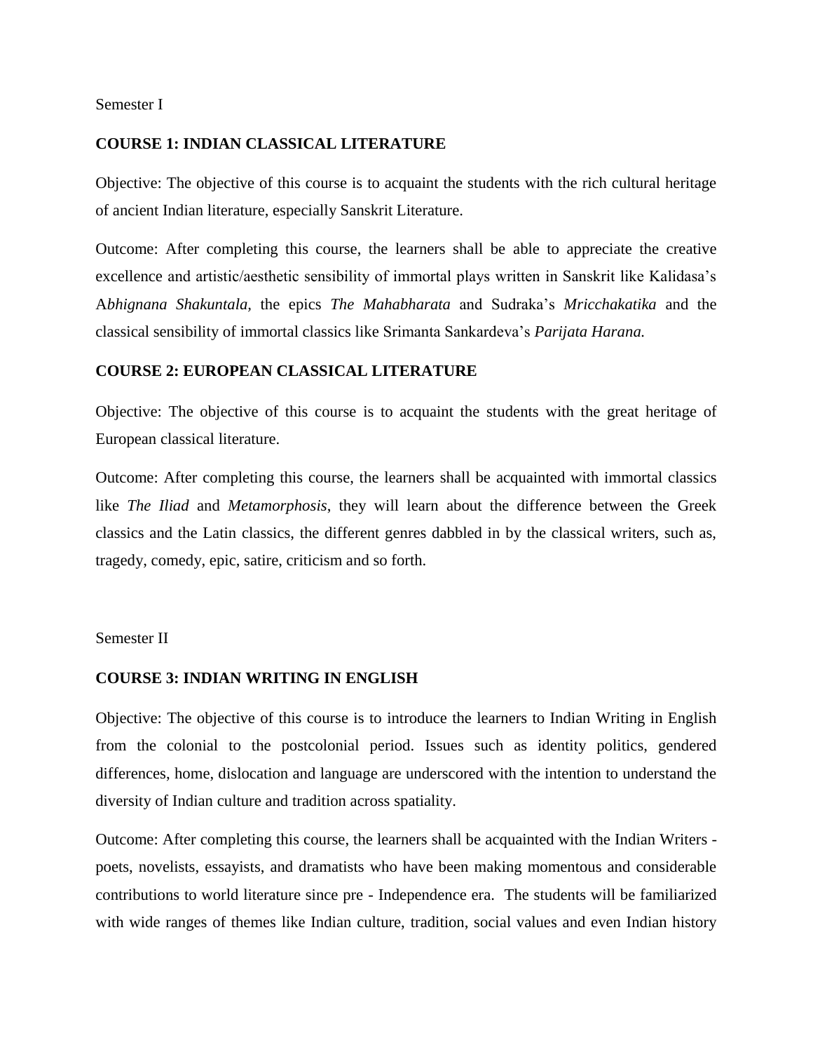Semester I

**COURSE 1: INDIAN CLASSICAL LITERATURE**

Objective: The objective of this course is to acquaint the students with the rich cultural heritage of ancient Indian literature, especially Sanskrit Literature.

Outcome: After completing this course, the learners shall be able to appreciate the creative excellence and artistic/aesthetic sensibility of immortal plays written in Sanskrit like Kalidasa's A*bhignana Shakuntala,* the epics *The Mahabharata* and Sudraka's *Mricchakatika* and the classical sensibility of immortal classics like Srimanta Sankardeva's *Parijata Harana.*

**COURSE 2: EUROPEAN CLASSICAL LITERATURE**

Objective: The objective of this course is to acquaint the students with the great heritage of European classical literature.

Outcome: After completing this course, the learners shall be acquainted with immortal classics like *The Iliad* and *Metamorphosis*, they will learn about the difference between the Greek classics and the Latin classics, the different genres dabbled in by the classical writers, such as, tragedy, comedy, epic, satire, criticism and so forth.

Semester II

**COURSE 3: INDIAN WRITING IN ENGLISH**

Objective: The objective of this course is to introduce the learners to Indian Writing in English from the colonial to the postcolonial period. Issues such as identity politics, gendered differences, home, dislocation and language are underscored with the intention to understand the diversity of Indian culture and tradition across spatiality.

Outcome: After completing this course, the learners shall be acquainted with the Indian Writers - poets, novelists, essayists, and dramatists who have been making momentous and considerable contributions to world literature since pre - Independence era. The students will be familiarized with wide ranges of themes like Indian culture, tradition, social values and even Indian history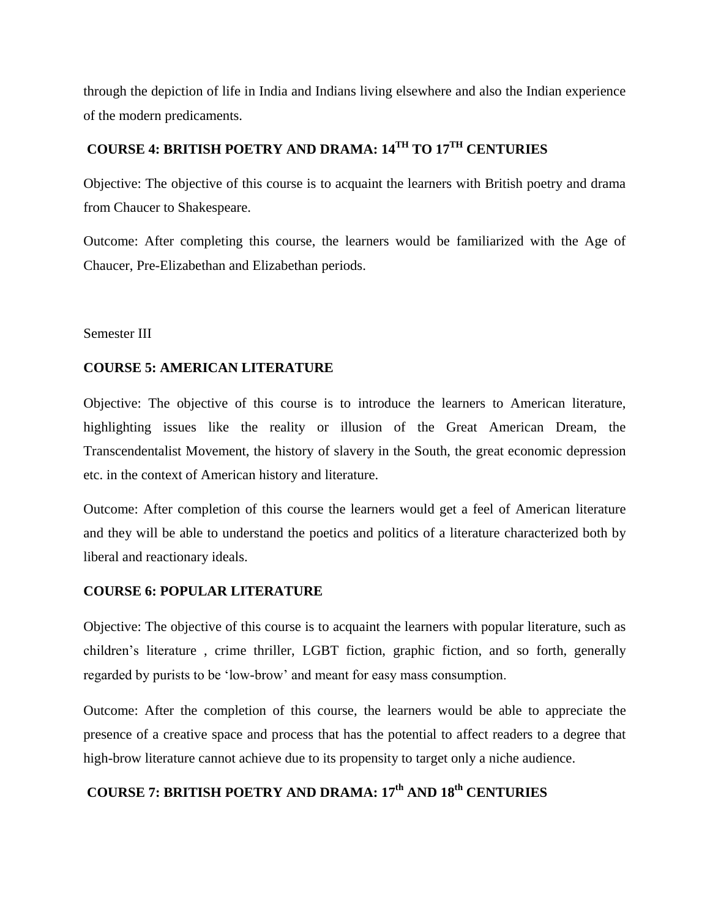through the depiction of life in India and Indians living elsewhere and also the Indian experience of the modern predicaments.

### COURSE 4: BRITISH POETRY AND DRAMA: 14TH TO 17TH CENTURIES

Objective: The objective of this course is to acquaint the learners with British poetry and drama from Chaucer to Shakespeare.

Outcome: After completing this course, the learners would be familiarized with the Age of Chaucer, Pre-Elizabethan and Elizabethan periods.

Semester III

### COURSE 5: AMERICAN LITERATURE

Objective: The objective of this course is to introduce the learners to American literature, highlighting issues like the reality or illusion of the Great American Dream, the Transcendentalist Movement, the history of slavery in the South, the great economic depression etc. in the context of American history and literature.

Outcome: After completion of this course the learners would get a feel of American literature and they will be able to understand the poetics and politics of a literature characterized both by liberal and reactionary ideals.

### COURSE 6: POPULAR LITERATURE

Objective: The objective of this course is to acquaint the learners with popular literature, such as children's literature , crime thriller, LGBT fiction, graphic fiction, and so forth, generally regarded by purists to be 'low-brow' and meant for easy mass consumption.

Outcome: After the completion of this course, the learners would be able to appreciate the presence of a creative space and process that has the potential to affect readers to a degree that high-brow literature cannot achieve due to its propensity to target only a niche audience.

### COURSE 7: BRITISH POETRY AND DRAMA: 17th AND 18th CENTURIES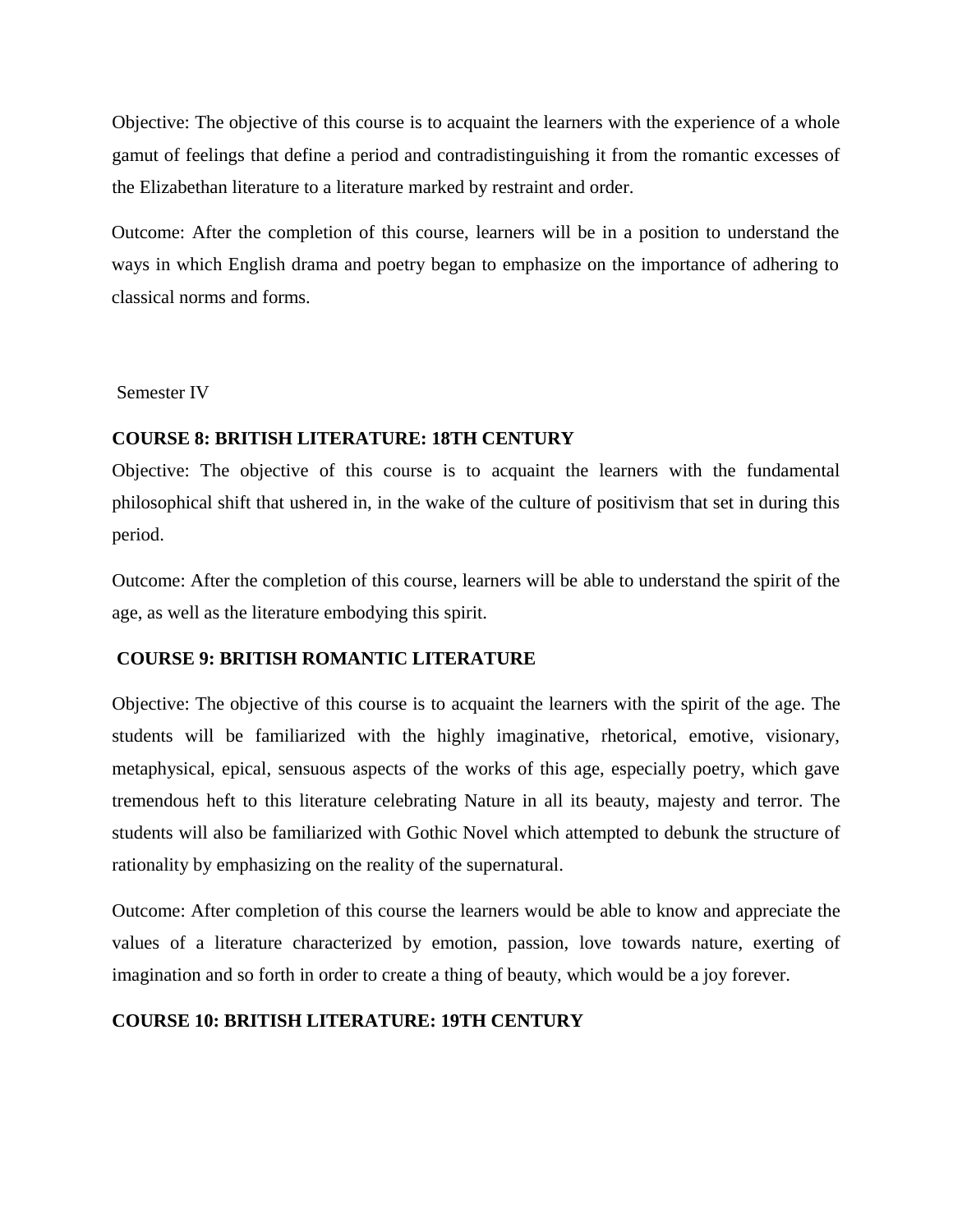Objective: The objective of this course is to acquaint the learners with the experience of a whole gamut of feelings that define a period and contradistinguishing it from the romantic excesses of the Elizabethan literature to a literature marked by restraint and order.

Outcome: After the completion of this course, learners will be in a position to understand the ways in which English drama and poetry began to emphasize on the importance of adhering to classical norms and forms.

Semester IV

**COURSE 8: BRITISH LITERATURE: 18TH CENTURY**

Objective: The objective of this course is to acquaint the learners with the fundamental philosophical shift that ushered in, in the wake of the culture of positivism that set in during this period.

Outcome: After the completion of this course, learners will be able to understand the spirit of the age, as well as the literature embodying this spirit.

**COURSE 9: BRITISH ROMANTIC LITERATURE**

Objective: The objective of this course is to acquaint the learners with the spirit of the age. The students will be familiarized with the highly imaginative, rhetorical, emotive, visionary, metaphysical, epical, sensuous aspects of the works of this age, especially poetry, which gave tremendous heft to this literature celebrating Nature in all its beauty, majesty and terror. The students will also be familiarized with Gothic Novel which attempted to debunk the structure of rationality by emphasizing on the reality of the supernatural.

Outcome: After completion of this course the learners would be able to know and appreciate the values of a literature characterized by emotion, passion, love towards nature, exerting of imagination and so forth in order to create a thing of beauty, which would be a joy forever.

**COURSE 10: BRITISH LITERATURE: 19TH CENTURY**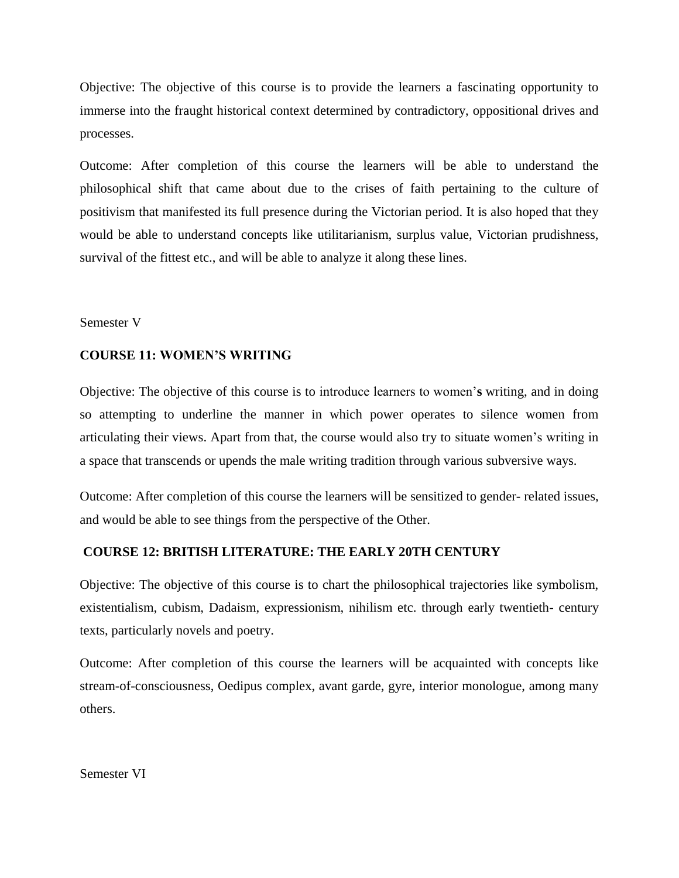Objective: The objective of this course is to provide the learners a fascinating opportunity to immerse into the fraught historical context determined by contradictory, oppositional drives and processes.

Outcome: After completion of this course the learners will be able to understand the philosophical shift that came about due to the crises of faith pertaining to the culture of positivism that manifested its full presence during the Victorian period. It is also hoped that they would be able to understand concepts like utilitarianism, surplus value, Victorian prudishness, survival of the fittest etc., and will be able to analyze it along these lines.

Semester V

**COURSE 11: WOMEN'S WRITING**

Objective: The objective of this course is to introduce learners to women'**s** writing, and in doing so attempting to underline the manner in which power operates to silence women from articulating their views. Apart from that, the course would also try to situate women's writing in a space that transcends or upends the male writing tradition through various subversive ways.

Outcome: After completion of this course the learners will be sensitized to gender- related issues, and would be able to see things from the perspective of the Other.

**COURSE 12: BRITISH LITERATURE: THE EARLY 20TH CENTURY**

Objective: The objective of this course is to chart the philosophical trajectories like symbolism, existentialism, cubism, Dadaism, expressionism, nihilism etc. through early twentieth- century texts, particularly novels and poetry.

Outcome: After completion of this course the learners will be acquainted with concepts like stream-of-consciousness, Oedipus complex, avant garde, gyre, interior monologue, among many others.

Semester VI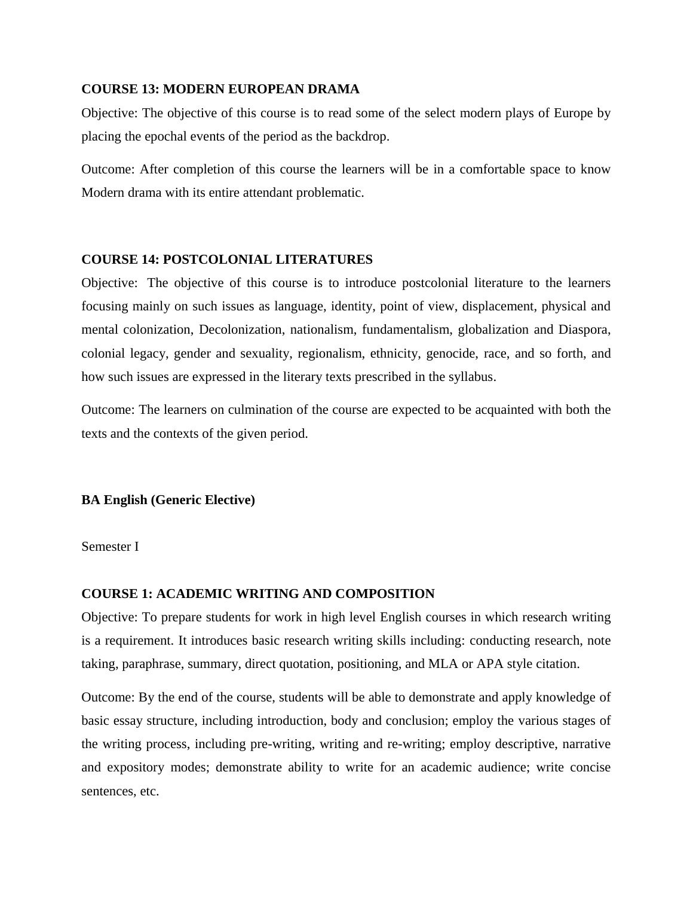**COURSE 13: MODERN EUROPEAN DRAMA**

Objective: The objective of this course is to read some of the select modern plays of Europe by placing the epochal events of the period as the backdrop.

Outcome: After completion of this course the learners will be in a comfortable space to know Modern drama with its entire attendant problematic.

**COURSE 14: POSTCOLONIAL LITERATURES**

Objective: The objective of this course is to introduce postcolonial literature to the learners focusing mainly on such issues as language, identity, point of view, displacement, physical and mental colonization, Decolonization, nationalism, fundamentalism, globalization and Diaspora, colonial legacy, gender and sexuality, regionalism, ethnicity, genocide, race, and so forth, and how such issues are expressed in the literary texts prescribed in the syllabus.

Outcome: The learners on culmination of the course are expected to be acquainted with both the texts and the contexts of the given period.

**BA English (Generic Elective)**

Semester I

**COURSE 1: ACADEMIC WRITING AND COMPOSITION**

Objective: To prepare students for work in high level English courses in which research writing is a requirement. It introduces basic research writing skills including: conducting research, note taking, paraphrase, summary, direct quotation, positioning, and MLA or APA style citation.

Outcome: By the end of the course, students will be able to demonstrate and apply knowledge of basic essay structure, including introduction, body and conclusion; employ the various stages of the writing process, including pre-writing, writing and re-writing; employ descriptive, narrative and expository modes; demonstrate ability to write for an academic audience; write concise sentences, etc.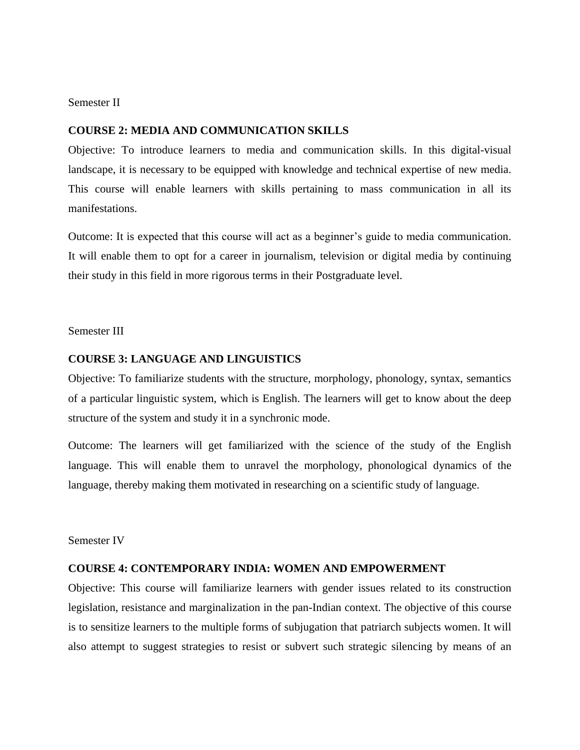Semester II

**COURSE 2: MEDIA AND COMMUNICATION SKILLS**

Objective: To introduce learners to media and communication skills. In this digital-visual landscape, it is necessary to be equipped with knowledge and technical expertise of new media. This course will enable learners with skills pertaining to mass communication in all its manifestations.

Outcome: It is expected that this course will act as a beginner's guide to media communication. It will enable them to opt for a career in journalism, television or digital media by continuing their study in this field in more rigorous terms in their Postgraduate level.

Semester III

**COURSE 3: LANGUAGE AND LINGUISTICS**

Objective: To familiarize students with the structure, morphology, phonology, syntax, semantics of a particular linguistic system, which is English. The learners will get to know about the deep structure of the system and study it in a synchronic mode.

Outcome: The learners will get familiarized with the science of the study of the English language. This will enable them to unravel the morphology, phonological dynamics of the language, thereby making them motivated in researching on a scientific study of language.

Semester IV

**COURSE 4: CONTEMPORARY INDIA: WOMEN AND EMPOWERMENT**

Objective: This course will familiarize learners with gender issues related to its construction legislation, resistance and marginalization in the pan-Indian context. The objective of this course is to sensitize learners to the multiple forms of subjugation that patriarch subjects women. It will also attempt to suggest strategies to resist or subvert such strategic silencing by means of an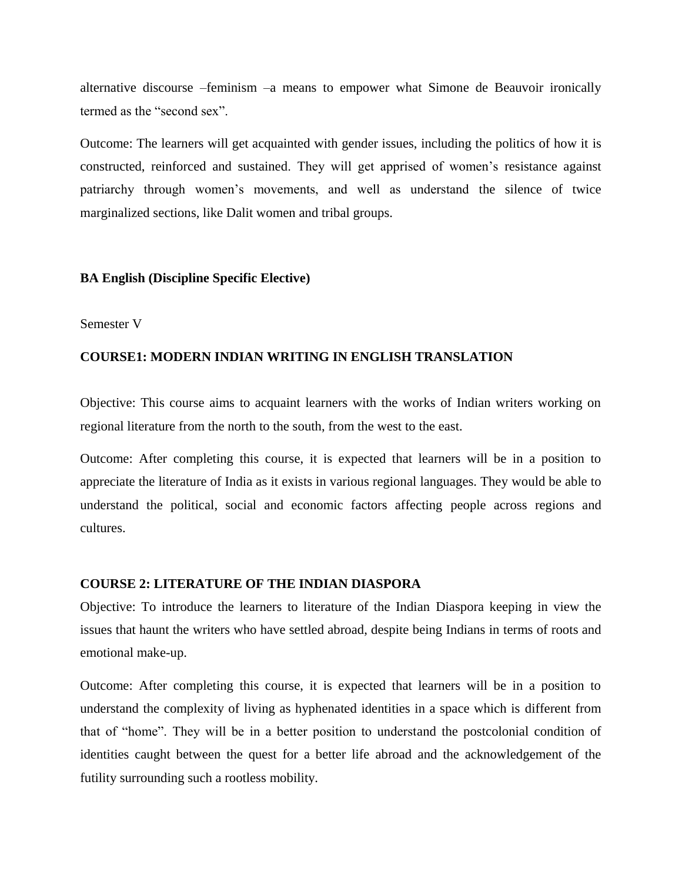alternative discourse –feminism –a means to empower what Simone de Beauvoir ironically termed as the “second sex”.

Outcome: The learners will get acquainted with gender issues, including the politics of how it is constructed, reinforced and sustained. They will get apprised of women’s resistance against patriarchy through women’s movements, and well as understand the silence of twice marginalized sections, like Dalit women and tribal groups.

**BA English (Discipline Specific Elective)**

Semester V

**COURSE1: MODERN INDIAN WRITING IN ENGLISH TRANSLATION**

Objective: This course aims to acquaint learners with the works of Indian writers working on regional literature from the north to the south, from the west to the east.

Outcome: After completing this course, it is expected that learners will be in a position to appreciate the literature of India as it exists in various regional languages. They would be able to understand the political, social and economic factors affecting people across regions and cultures.

**COURSE 2: LITERATURE OF THE INDIAN DIASPORA**

Objective: To introduce the learners to literature of the Indian Diaspora keeping in view the issues that haunt the writers who have settled abroad, despite being Indians in terms of roots and emotional make-up.

Outcome: After completing this course, it is expected that learners will be in a position to understand the complexity of living as hyphenated identities in a space which is different from that of “home”. They will be in a better position to understand the postcolonial condition of identities caught between the quest for a better life abroad and the acknowledgement of the futility surrounding such a rootless mobility.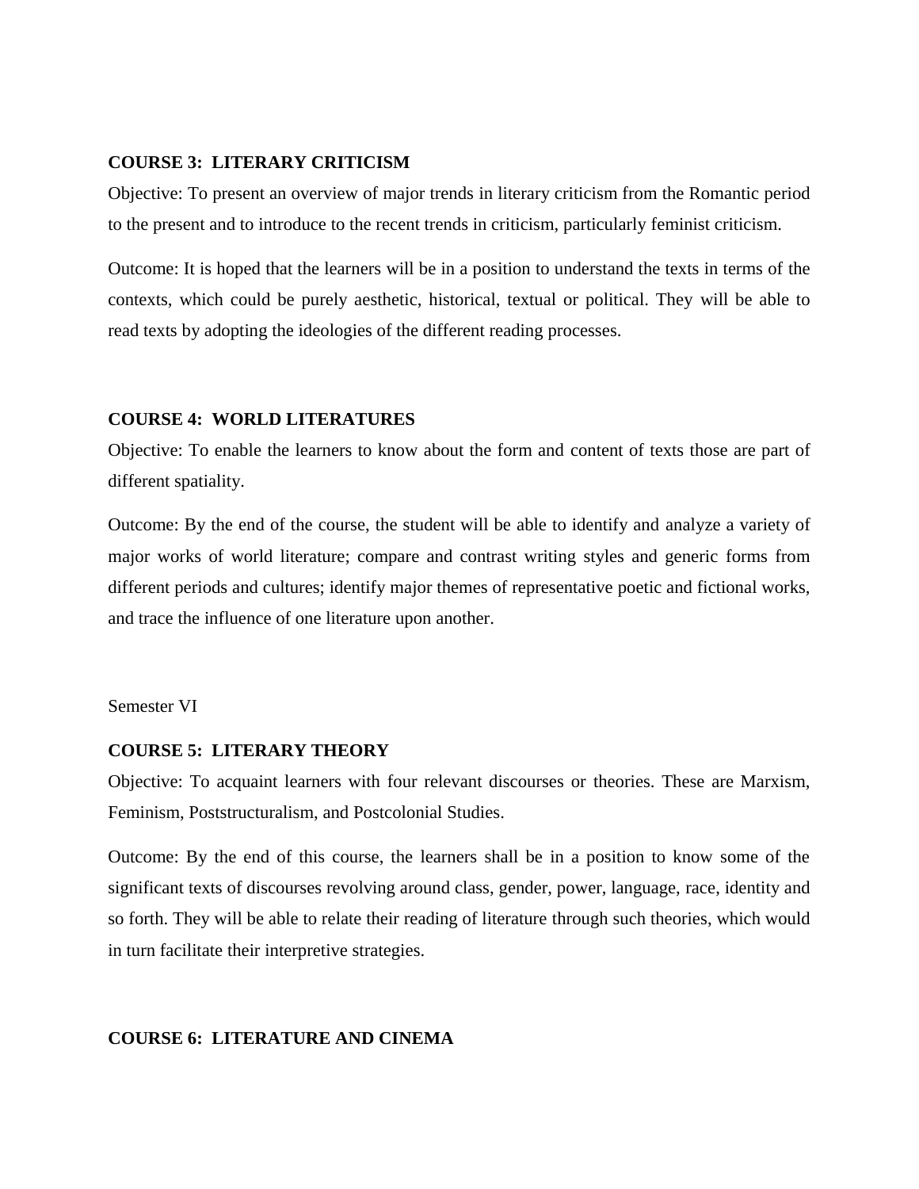**COURSE 3: LITERARY CRITICISM**

Objective: To present an overview of major trends in literary criticism from the Romantic period to the present and to introduce to the recent trends in criticism, particularly feminist criticism.

Outcome: It is hoped that the learners will be in a position to understand the texts in terms of the contexts, which could be purely aesthetic, historical, textual or political. They will be able to read texts by adopting the ideologies of the different reading processes.

**COURSE 4: WORLD LITERATURES**

Objective: To enable the learners to know about the form and content of texts those are part of different spatiality.

Outcome: By the end of the course, the student will be able to identify and analyze a variety of major works of world literature; compare and contrast writing styles and generic forms from different periods and cultures; identify major themes of representative poetic and fictional works, and trace the influence of one literature upon another.

Semester VI

**COURSE 5: LITERARY THEORY**

Objective: To acquaint learners with four relevant discourses or theories. These are Marxism, Feminism, Poststructuralism, and Postcolonial Studies.

Outcome: By the end of this course, the learners shall be in a position to know some of the significant texts of discourses revolving around class, gender, power, language, race, identity and so forth. They will be able to relate their reading of literature through such theories, which would in turn facilitate their interpretive strategies.

**COURSE 6: LITERATURE AND CINEMA**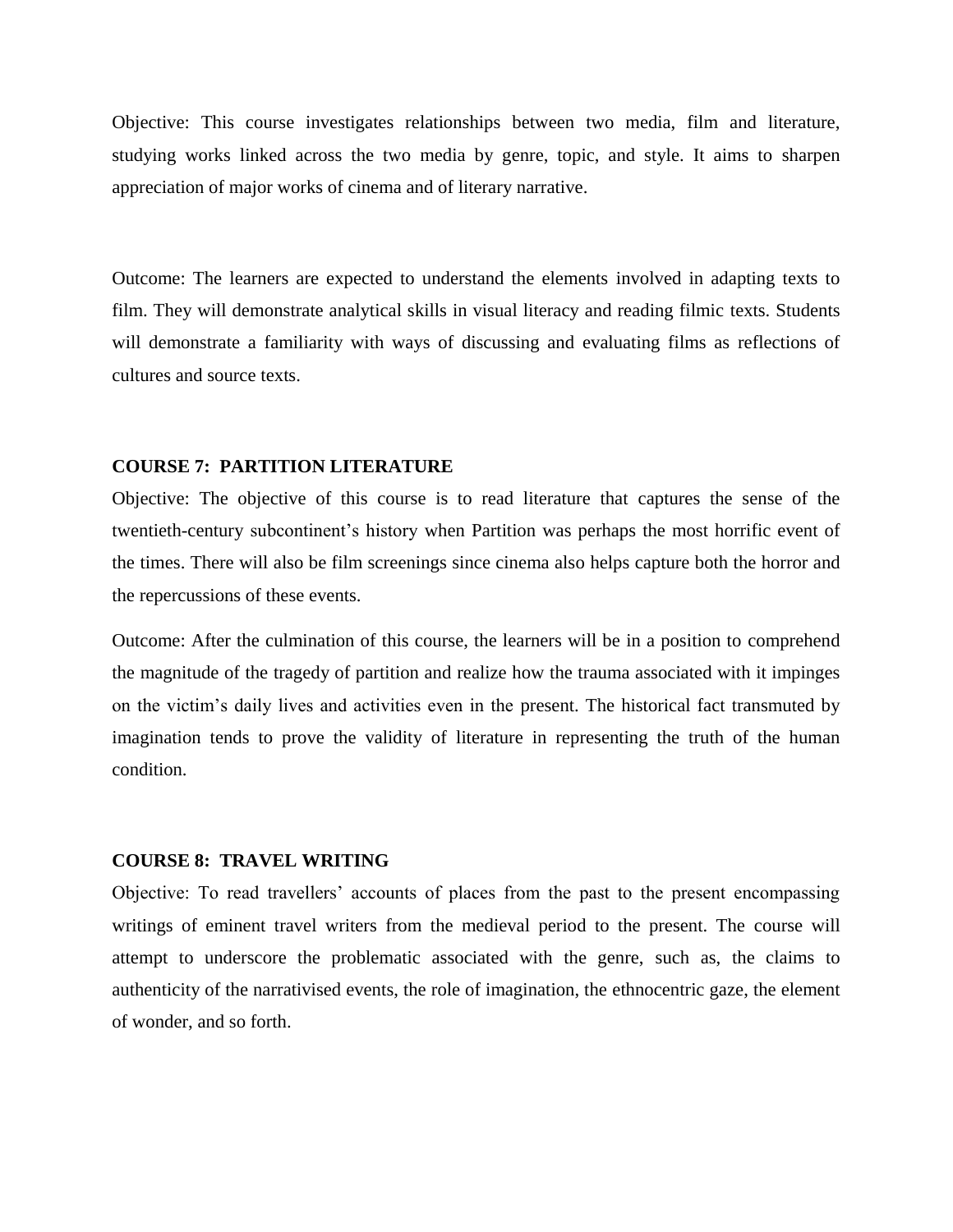Objective: This course investigates relationships between two media, film and literature, studying works linked across the two media by genre, topic, and style. It aims to sharpen appreciation of major works of cinema and of literary narrative.

Outcome: The learners are expected to understand the elements involved in adapting texts to film. They will demonstrate analytical skills in visual literacy and reading filmic texts. Students will demonstrate a familiarity with ways of discussing and evaluating films as reflections of cultures and source texts.

**COURSE 7: PARTITION LITERATURE**

Objective: The objective of this course is to read literature that captures the sense of the twentieth-century subcontinent's history when Partition was perhaps the most horrific event of the times. There will also be film screenings since cinema also helps capture both the horror and the repercussions of these events.

Outcome: After the culmination of this course, the learners will be in a position to comprehend the magnitude of the tragedy of partition and realize how the trauma associated with it impinges on the victim's daily lives and activities even in the present. The historical fact transmuted by imagination tends to prove the validity of literature in representing the truth of the human condition.

**COURSE 8: TRAVEL WRITING**

Objective: To read travellers' accounts of places from the past to the present encompassing writings of eminent travel writers from the medieval period to the present. The course will attempt to underscore the problematic associated with the genre, such as, the claims to authenticity of the narrativised events, the role of imagination, the ethnocentric gaze, the element of wonder, and so forth.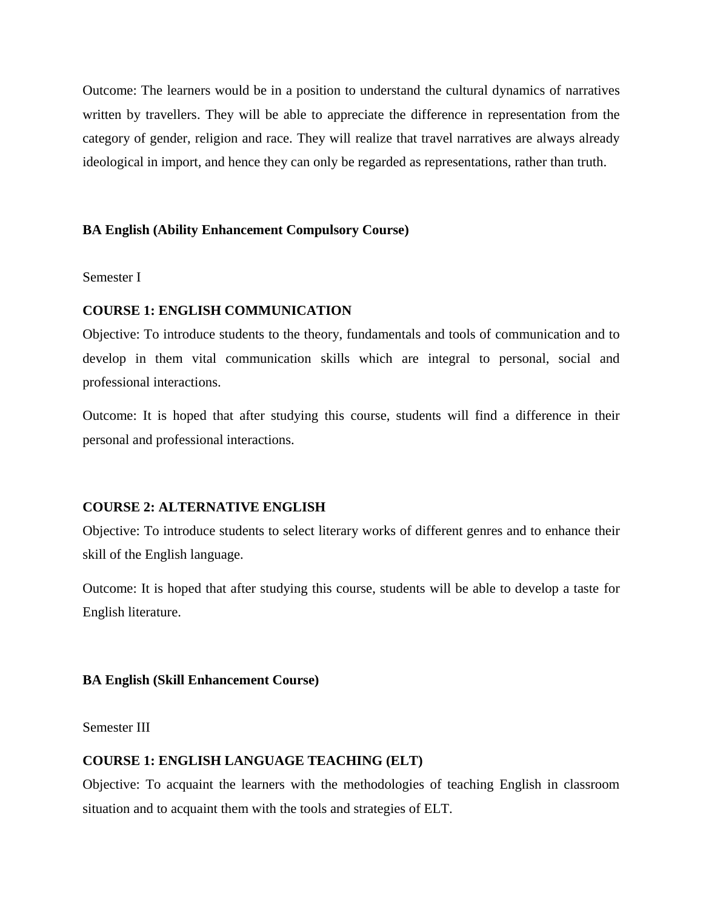Outcome: The learners would be in a position to understand the cultural dynamics of narratives written by travellers. They will be able to appreciate the difference in representation from the category of gender, religion and race. They will realize that travel narratives are always already ideological in import, and hence they can only be regarded as representations, rather than truth.

## BA English (Ability Enhancement Compulsory Course)

Semester I

### COURSE 1: ENGLISH COMMUNICATION

Objective: To introduce students to the theory, fundamentals and tools of communication and to develop in them vital communication skills which are integral to personal, social and professional interactions.

Outcome: It is hoped that after studying this course, students will find a difference in their personal and professional interactions.

### COURSE 2: ALTERNATIVE ENGLISH

Objective: To introduce students to select literary works of different genres and to enhance their skill of the English language.

Outcome: It is hoped that after studying this course, students will be able to develop a taste for English literature.

## BA English (Skill Enhancement Course)

Semester III

### COURSE 1: ENGLISH LANGUAGE TEACHING (ELT)

Objective: To acquaint the learners with the methodologies of teaching English in classroom situation and to acquaint them with the tools and strategies of ELT.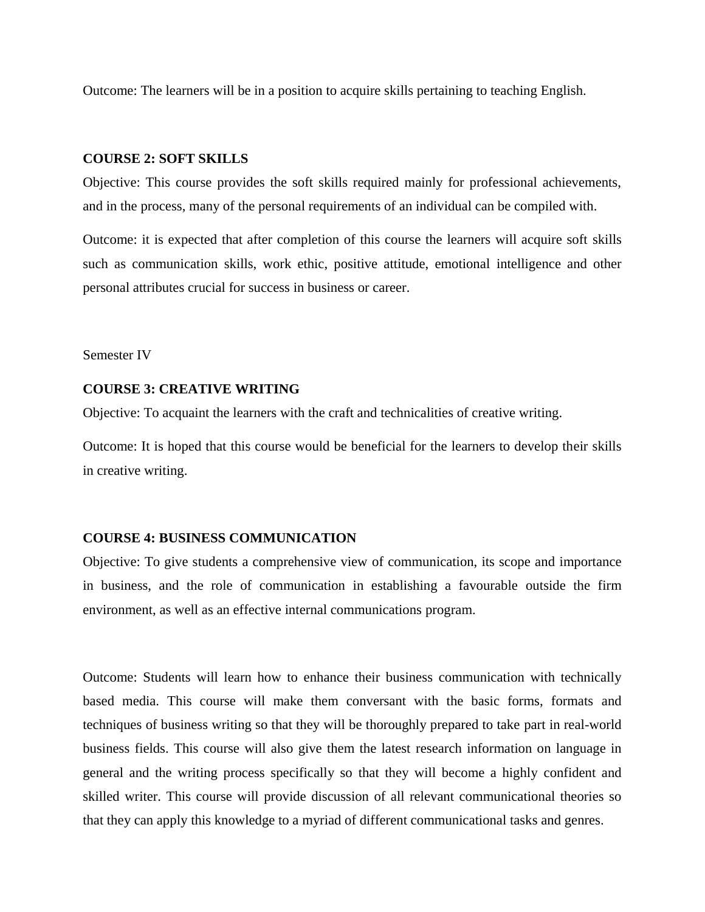Outcome: The learners will be in a position to acquire skills pertaining to teaching English.

**COURSE 2: SOFT SKILLS**

Objective: This course provides the soft skills required mainly for professional achievements, and in the process, many of the personal requirements of an individual can be compiled with.

Outcome: it is expected that after completion of this course the learners will acquire soft skills such as communication skills, work ethic, positive attitude, emotional intelligence and other personal attributes crucial for success in business or career.

Semester IV

**COURSE 3: CREATIVE WRITING**

Objective: To acquaint the learners with the craft and technicalities of creative writing.

Outcome: It is hoped that this course would be beneficial for the learners to develop their skills in creative writing.

**COURSE 4: BUSINESS COMMUNICATION**

Objective: To give students a comprehensive view of communication, its scope and importance in business, and the role of communication in establishing a favourable outside the firm environment, as well as an effective internal communications program.

Outcome: Students will learn how to enhance their business communication with technically based media. This course will make them conversant with the basic forms, formats and techniques of business writing so that they will be thoroughly prepared to take part in real-world business fields. This course will also give them the latest research information on language in general and the writing process specifically so that they will become a highly confident and skilled writer. This course will provide discussion of all relevant communicational theories so that they can apply this knowledge to a myriad of different communicational tasks and genres.